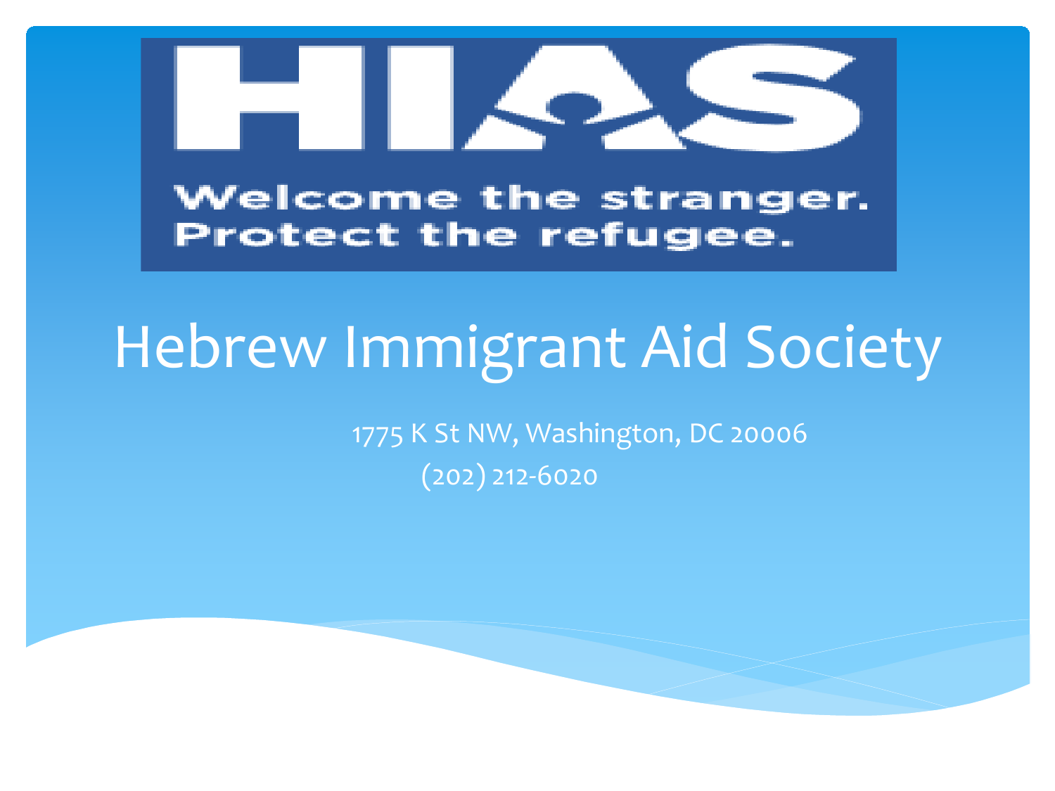HIAS

Welcome the stranger.
Protect the refugee.

# Hebrew Immigrant Aid Society

1775 K St NW, Washington, DC 20006
(202) 212-6020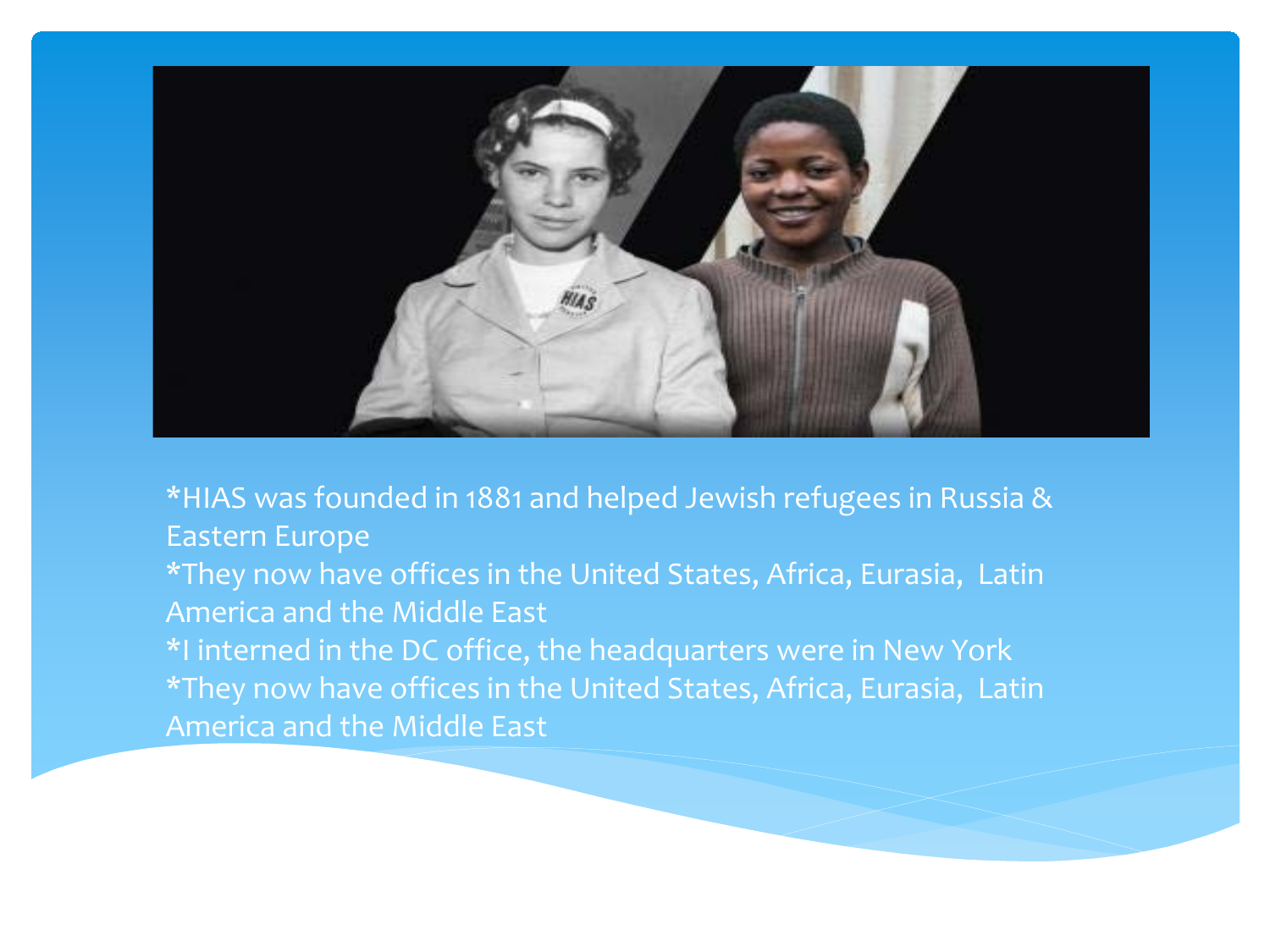*HIAS was founded in 1881 and helped Jewish refugees in Russia & Eastern Europe

*They now have offices in the United States, Africa, Eurasia, Latin America and the Middle East

*I interned in the DC office, the headquarters were in New York

*They now have offices in the United States, Africa, Eurasia, Latin America and the Middle East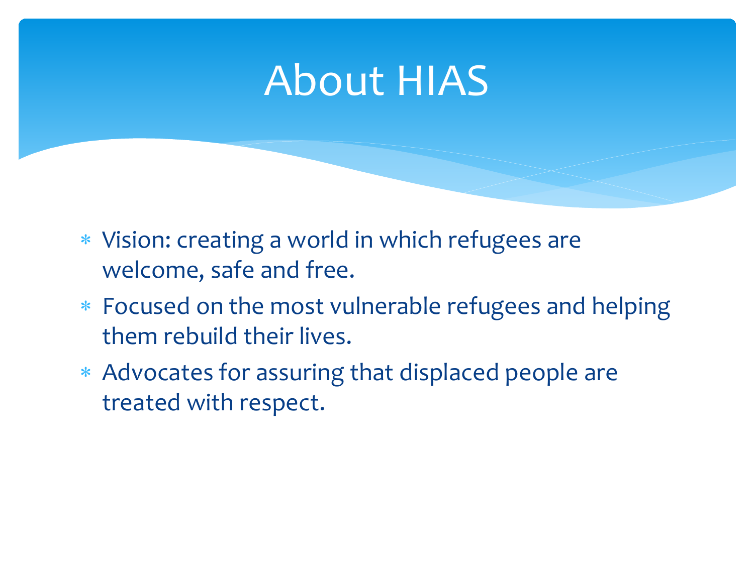# About HIAS

- Vision: creating a world in which refugees are welcome, safe and free.
- Focused on the most vulnerable refugees and helping them rebuild their lives.
- Advocates for assuring that displaced people are treated with respect.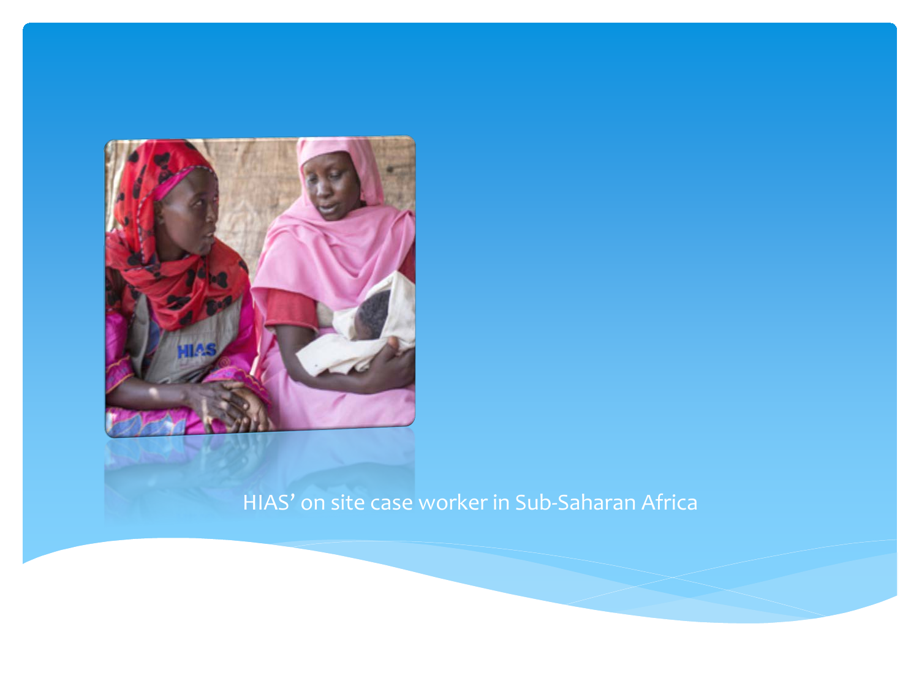HIAS’ on site case worker in Sub-Saharan Africa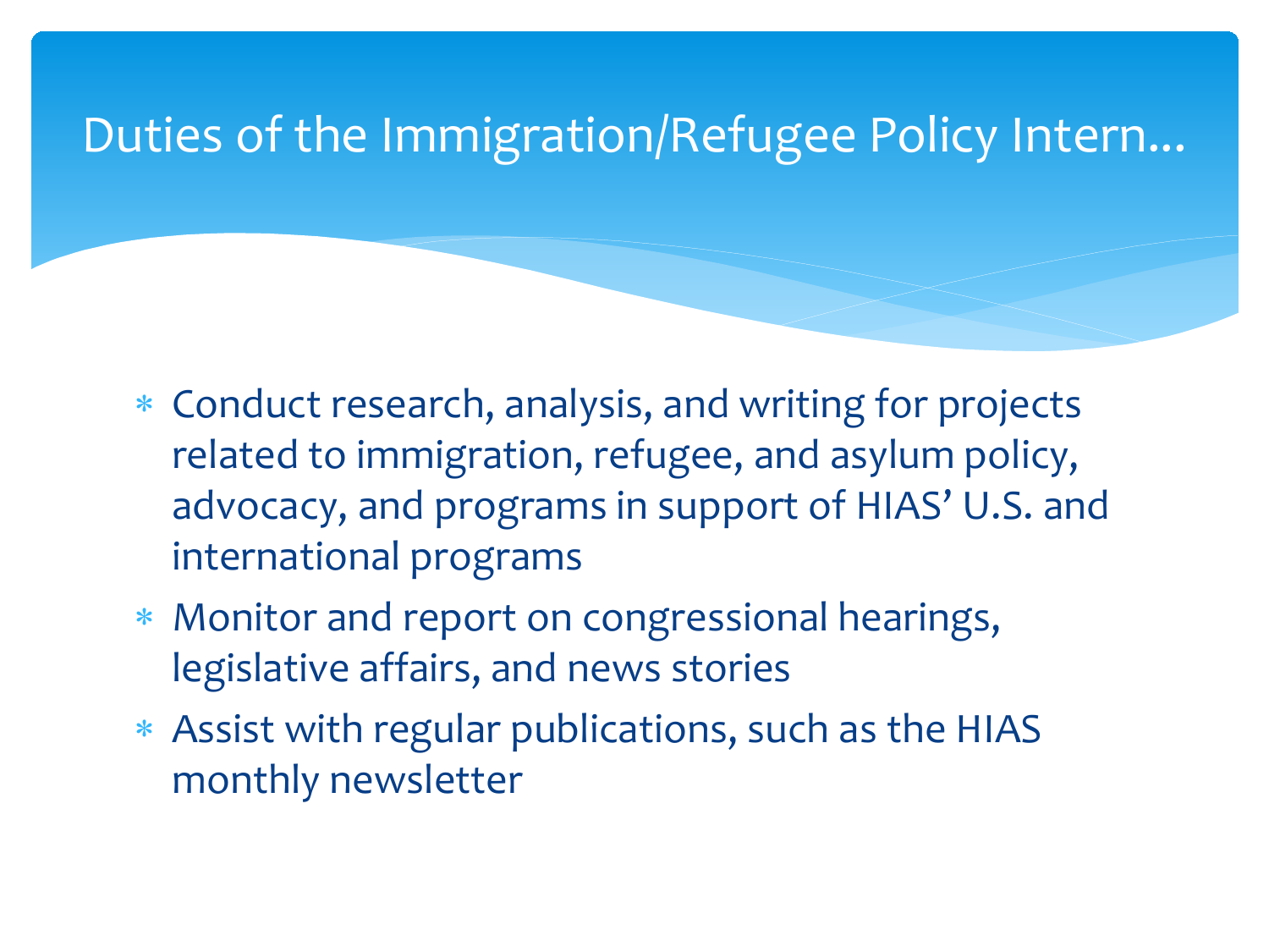# Duties of the Immigration/Refugee Policy Intern…

- Conduct research, analysis, and writing for projects related to immigration, refugee, and asylum policy, advocacy, and programs in support of HIAS' U.S. and international programs
- Monitor and report on congressional hearings, legislative affairs, and news stories
- Assist with regular publications, such as the HIAS monthly newsletter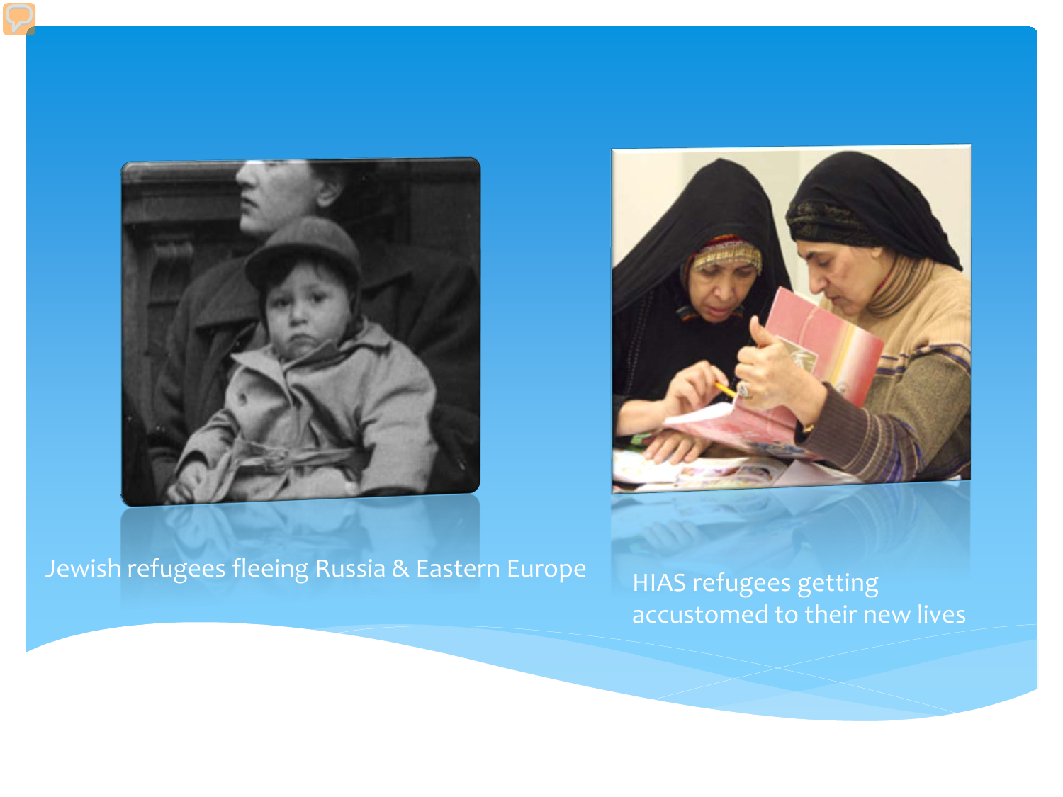Jewish refugees fleeing Russia & Eastern Europe

HIAS refugees getting accustomed to their new lives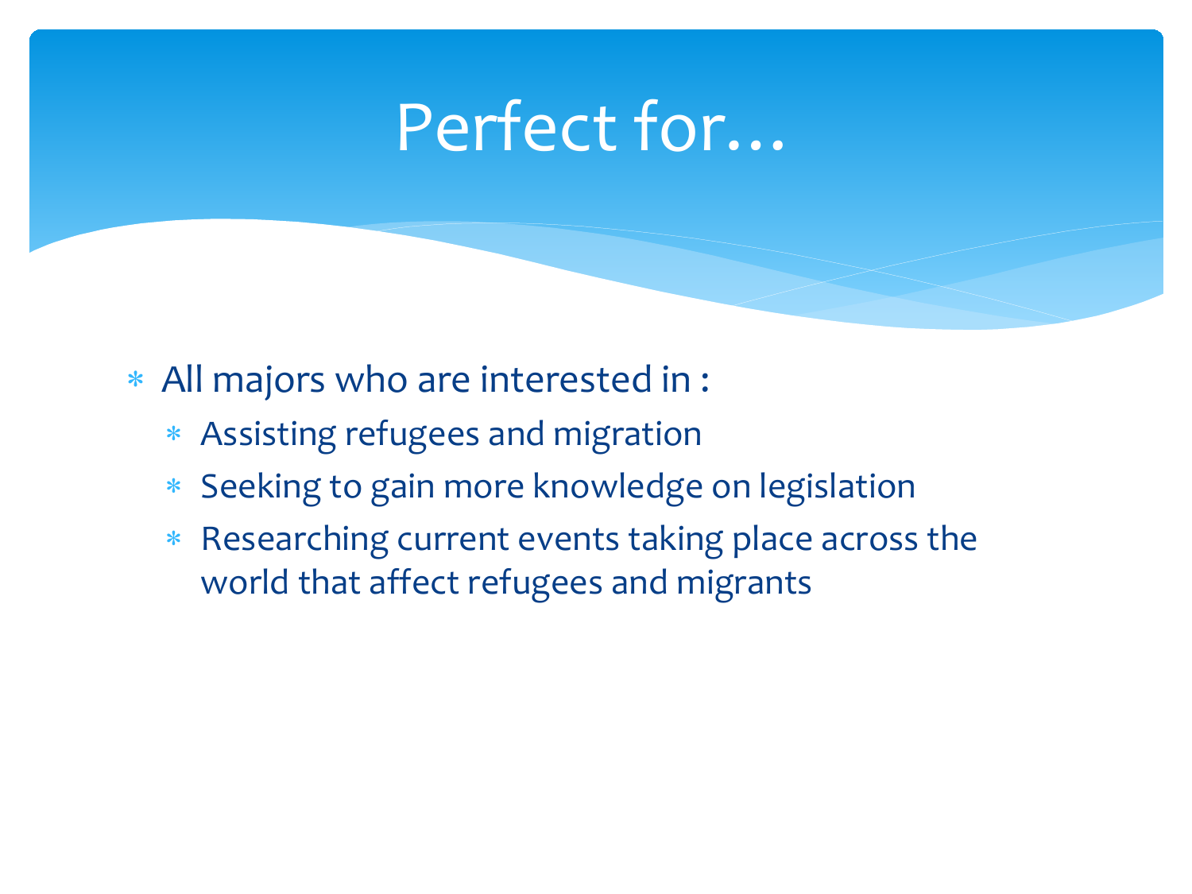# Perfect for…

- All majors who are interested in :
  - Assisting refugees and migration
  - Seeking to gain more knowledge on legislation
  - Researching current events taking place across the world that affect refugees and migrants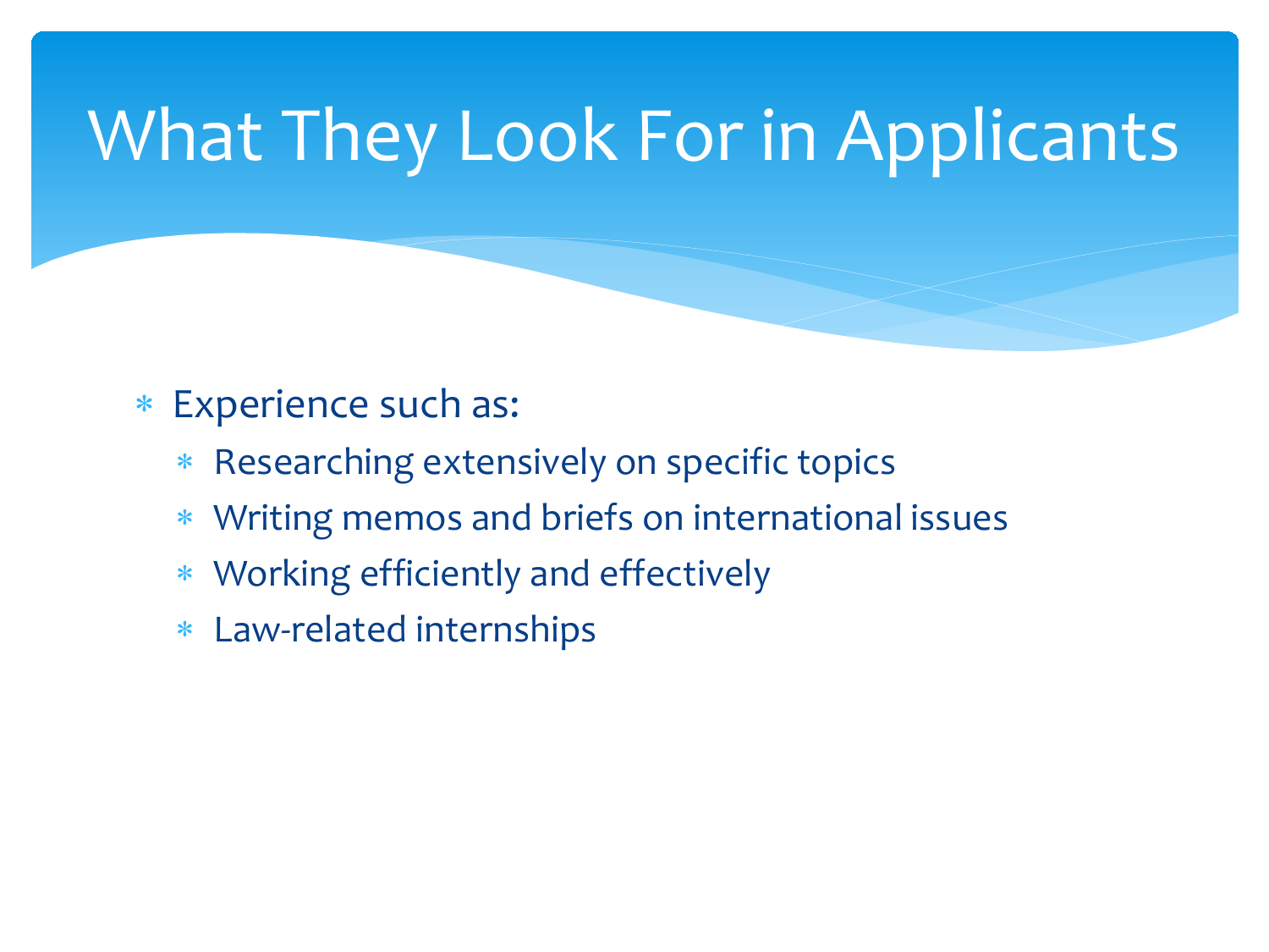# What They Look For in Applicants

- Experience such as:
  - Researching extensively on specific topics
  - Writing memos and briefs on international issues
  - Working efficiently and effectively
  - Law-related internships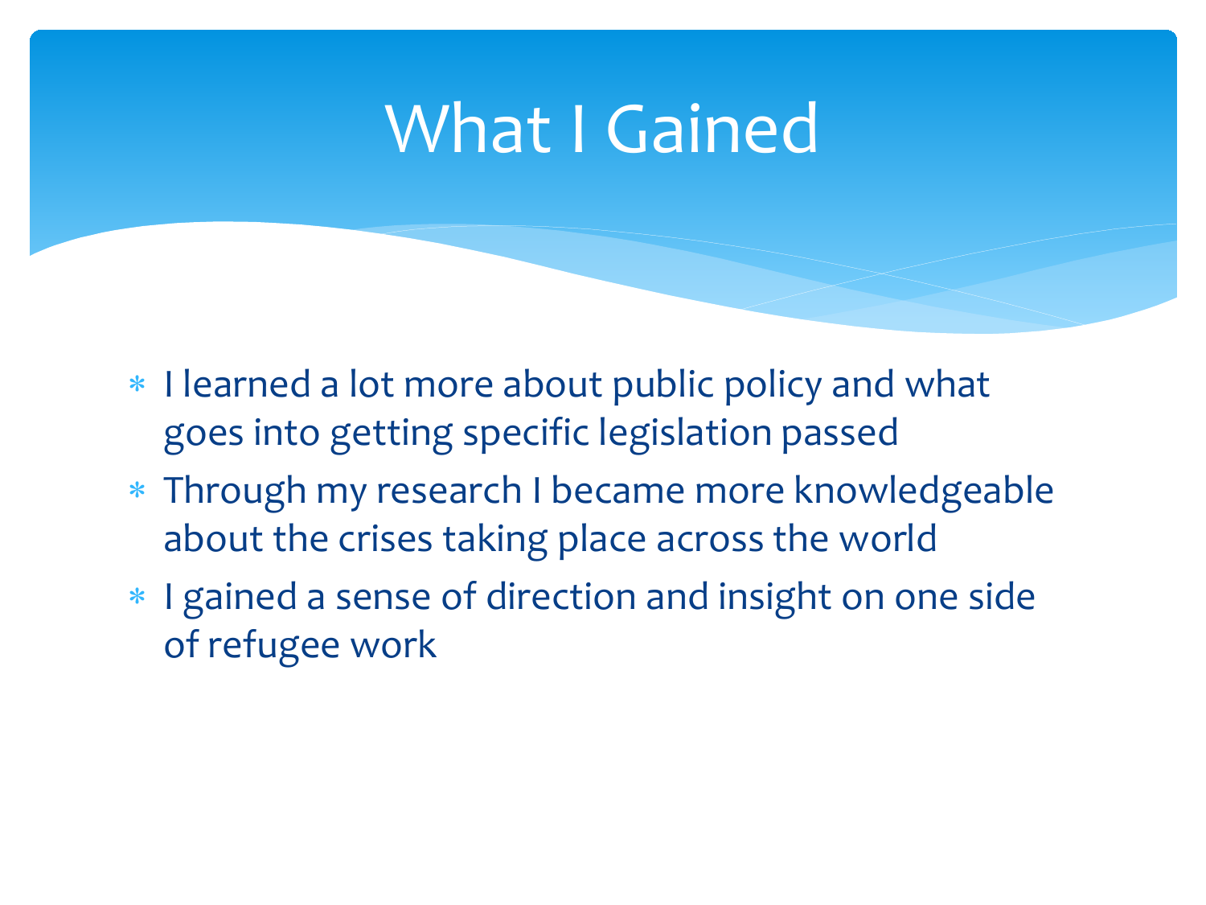# What I Gained

- I learned a lot more about public policy and what goes into getting specific legislation passed
- Through my research I became more knowledgeable about the crises taking place across the world
- I gained a sense of direction and insight on one side of refugee work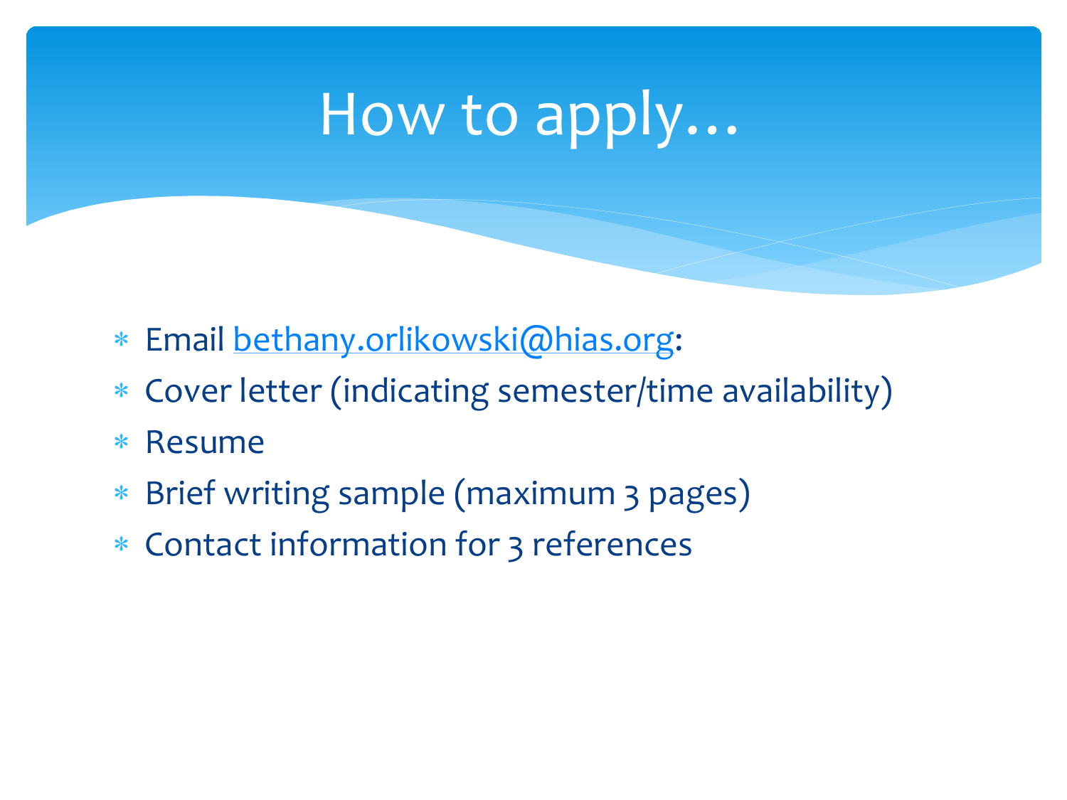# How to apply…

- Email bethany.orlikowski@hias.org:
- Cover letter (indicating semester/time availability)
- Resume
- Brief writing sample (maximum 3 pages)
- Contact information for 3 references